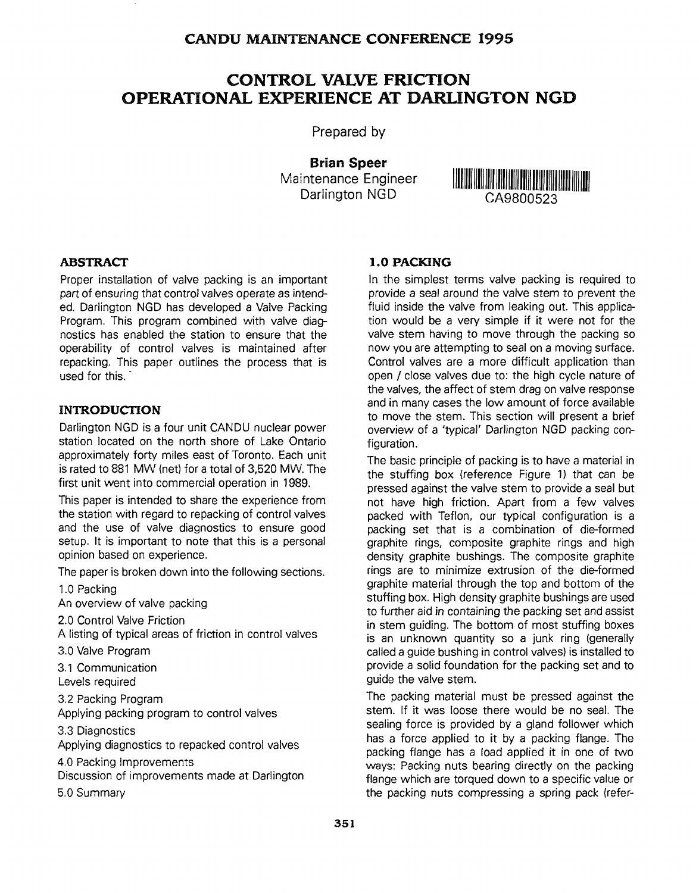# CONTROL VALVE FRICTION OPERATIONAL EXPERIENCE AT DARLINGTON NGD

Prepared by

**Brian Speer**
Maintenance Engineer
Darlington NGD

CA9800523

## ABSTRACT

Proper installation of valve packing is an important part of ensuring that control valves operate as intended. Darlington NGD has developed a Valve Packing Program. This program combined with valve diagnostics has enabled the station to ensure that the operability of control valves is maintained after repacking. This paper outlines the process that is used for this.

## INTRODUCTION

Darlington NGD is a four unit CANDU nuclear power station located on the north shore of Lake Ontario approximately forty miles east of Toronto. Each unit is rated to 881 MW (net) for a total of 3,520 MW. The first unit went into commercial operation in 1989.

This paper is intended to share the experience from the station with regard to repacking of control valves and the use of valve diagnostics to ensure good setup. It is important to note that this is a personal opinion based on experience.

The paper is broken down into the following sections.

1.0 Packing
An overview of valve packing

2.0 Control Valve Friction
A listing of typical areas of friction in control valves

3.0 Valve Program

3.1 Communication
Levels required

3.2 Packing Program
Applying packing program to control valves

3.3 Diagnostics
Applying diagnostics to repacked control valves

4.0 Packing Improvements
Discussion of improvements made at Darlington

5.0 Summary

## 1.0 PACKING

In the simplest terms valve packing is required to provide a seal around the valve stem to prevent the fluid inside the valve from leaking out. This application would be a very simple if it were not for the valve stem having to move through the packing so now you are attempting to seal on a moving surface. Control valves are a more difficult application than open / close valves due to: the high cycle nature of the valves, the affect of stem drag on valve response and in many cases the low amount of force available to move the stem. This section will present a brief overview of a 'typical' Darlington NGD packing configuration.

The basic principle of packing is to have a material in the stuffing box (reference Figure 1) that can be pressed against the valve stem to provide a seal but not have high friction. Apart from a few valves packed with Teflon, our typical configuration is a packing set that is a combination of die-formed graphite rings, composite graphite rings and high density graphite bushings. The composite graphite rings are to minimize extrusion of the die-formed graphite material through the top and bottom of the stuffing box. High density graphite bushings are used to further aid in containing the packing set and assist in stem guiding. The bottom of most stuffing boxes is an unknown quantity so a junk ring (generally called a guide bushing in control valves) is installed to provide a solid foundation for the packing set and to guide the valve stem.

The packing material must be pressed against the stem. If it was loose there would be no seal. The sealing force is provided by a gland follower which has a force applied to it by a packing flange. The packing flange has a load applied it in one of two ways: Packing nuts bearing directly on the packing flange which are torqued down to a specific value or the packing nuts compressing a spring pack (refer-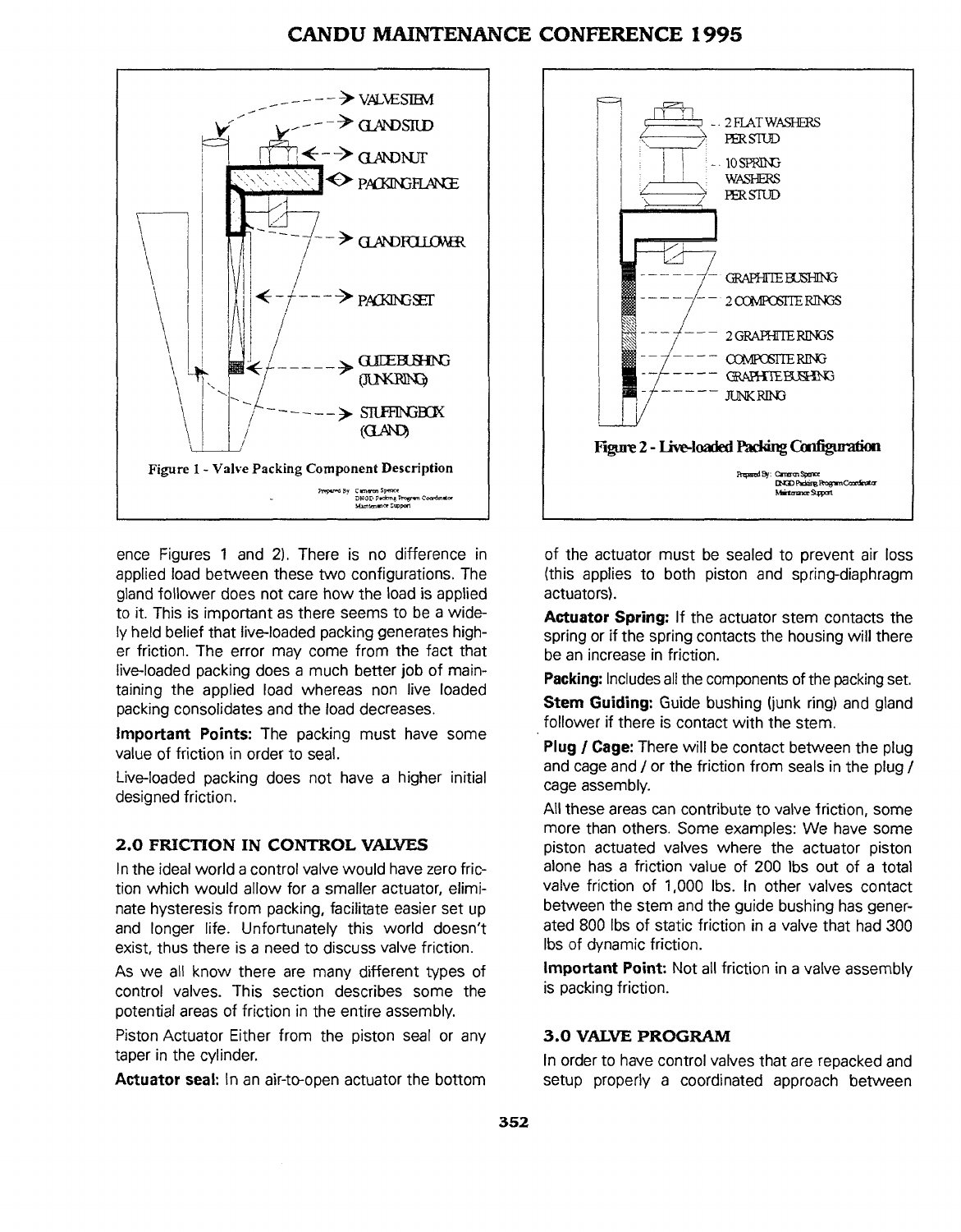Figure 1 - Valve Packing Component Description

Figure 2 - Live-loaded Packing Configuration

ence Figures 1 and 2). There is no difference in applied load between these two configurations. The gland follower does not care how the load is applied to it. This is important as there seems to be a widely held belief that live-loaded packing generates higher friction. The error may come from the fact that live-loaded packing does a much better job of maintaining the applied load whereas non live loaded packing consolidates and the load decreases.

**Important Points:** The packing must have some value of friction in order to seal.

Live-loaded packing does not have a higher initial designed friction.

## 2.0 FRICTION IN CONTROL VALVES

In the ideal world a control valve would have zero friction which would allow for a smaller actuator, eliminate hysteresis from packing, facilitate easier set up and longer life. Unfortunately this world doesn't exist, thus there is a need to discuss valve friction.

As we all know there are many different types of control valves. This section describes some the potential areas of friction in the entire assembly.

Piston Actuator Either from the piston seal or any taper in the cylinder.

**Actuator seal:** In an air-to-open actuator the bottom of the actuator must be sealed to prevent air loss (this applies to both piston and spring-diaphragm actuators).

**Actuator Spring:** If the actuator stem contacts the spring or if the spring contacts the housing will there be an increase in friction.

**Packing:** Includes all the components of the packing set.

**Stem Guiding:** Guide bushing (junk ring) and gland follower if there is contact with the stem.

**Plug / Cage:** There will be contact between the plug and cage and / or the friction from seals in the plug / cage assembly.

All these areas can contribute to valve friction, some more than others. Some examples: We have some piston actuated valves where the actuator piston alone has a friction value of 200 lbs out of a total valve friction of 1,000 lbs. In other valves contact between the stem and the guide bushing has generated 800 lbs of static friction in a valve that had 300 lbs of dynamic friction.

**Important Point:** Not all friction in a valve assembly is packing friction.

## 3.0 VALVE PROGRAM

In order to have control valves that are repacked and setup properly a coordinated approach between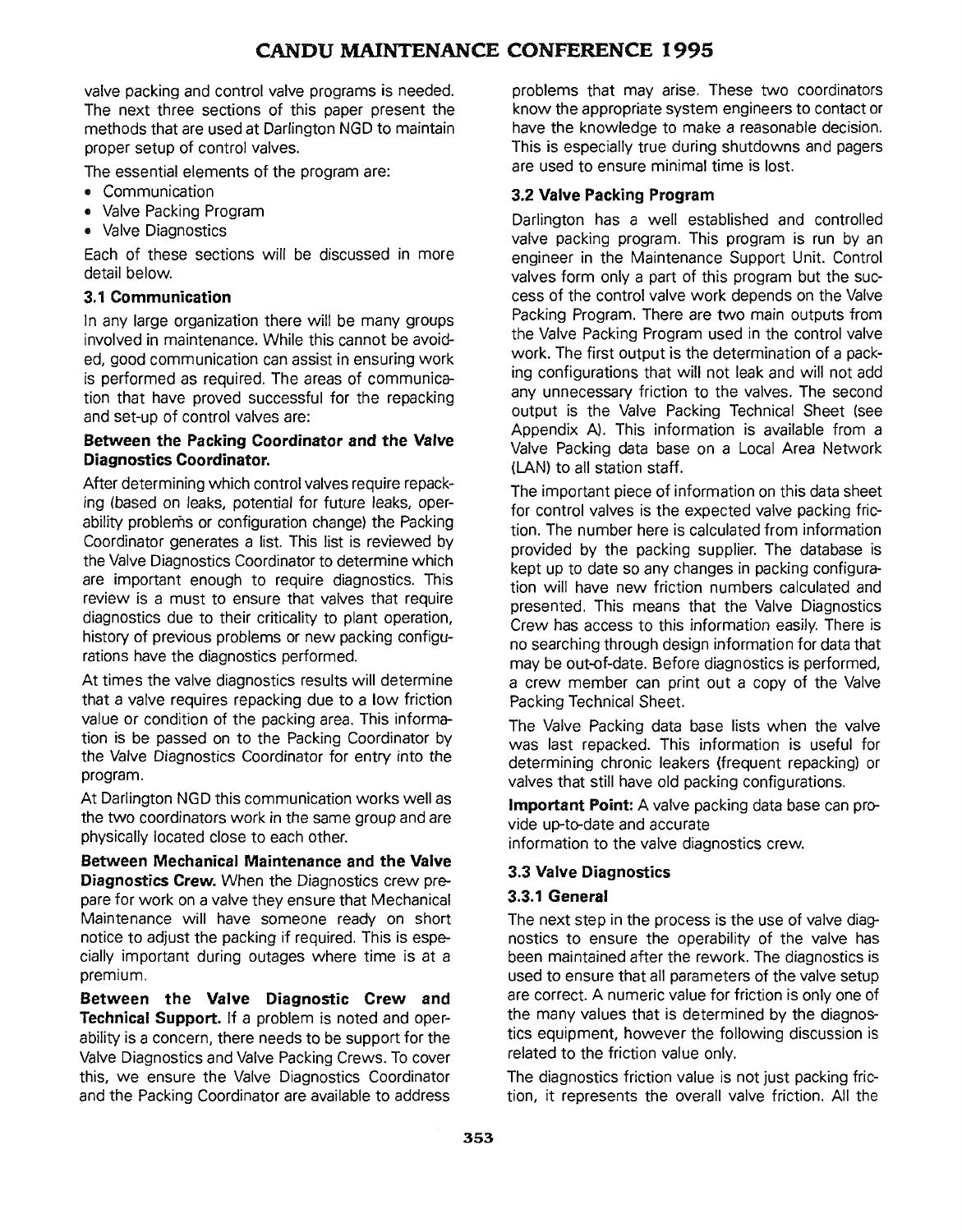valve packing and control valve programs is needed. The next three sections of this paper present the methods that are used at Darlington NGD to maintain proper setup of control valves.

The essential elements of the program are:

- Communication
- Valve Packing Program
- Valve Diagnostics

Each of these sections will be discussed in more detail below.

### 3.1 Communication

In any large organization there will be many groups involved in maintenance. While this cannot be avoided, good communication can assist in ensuring work is performed as required. The areas of communication that have proved successful for the repacking and set-up of control valves are:

**Between the Packing Coordinator and the Valve Diagnostics Coordinator.**

After determining which control valves require repacking (based on leaks, potential for future leaks, operability problems or configuration change) the Packing Coordinator generates a list. This list is reviewed by the Valve Diagnostics Coordinator to determine which are important enough to require diagnostics. This review is a must to ensure that valves that require diagnostics due to their criticality to plant operation, history of previous problems or new packing configurations have the diagnostics performed.

At times the valve diagnostics results will determine that a valve requires repacking due to a low friction value or condition of the packing area. This information is be passed on to the Packing Coordinator by the Valve Diagnostics Coordinator for entry into the program.

At Darlington NGD this communication works well as the two coordinators work in the same group and are physically located close to each other.

**Between Mechanical Maintenance and the Valve Diagnostics Crew.** When the Diagnostics crew prepare for work on a valve they ensure that Mechanical Maintenance will have someone ready on short notice to adjust the packing if required. This is especially important during outages where time is at a premium.

**Between the Valve Diagnostic Crew and Technical Support.** If a problem is noted and operability is a concern, there needs to be support for the Valve Diagnostics and Valve Packing Crews. To cover this, we ensure the Valve Diagnostics Coordinator and the Packing Coordinator are available to address problems that may arise. These two coordinators know the appropriate system engineers to contact or have the knowledge to make a reasonable decision. This is especially true during shutdowns and pagers are used to ensure minimal time is lost.

### 3.2 Valve Packing Program

Darlington has a well established and controlled valve packing program. This program is run by an engineer in the Maintenance Support Unit. Control valves form only a part of this program but the success of the control valve work depends on the Valve Packing Program. There are two main outputs from the Valve Packing Program used in the control valve work. The first output is the determination of a packing configurations that will not leak and will not add any unnecessary friction to the valves. The second output is the Valve Packing Technical Sheet (see Appendix A). This information is available from a Valve Packing data base on a Local Area Network (LAN) to all station staff.

The important piece of information on this data sheet for control valves is the expected valve packing friction. The number here is calculated from information provided by the packing supplier. The database is kept up to date so any changes in packing configuration will have new friction numbers calculated and presented. This means that the Valve Diagnostics Crew has access to this information easily. There is no searching through design information for data that may be out-of-date. Before diagnostics is performed, a crew member can print out a copy of the Valve Packing Technical Sheet.

The Valve Packing data base lists when the valve was last repacked. This information is useful for determining chronic leakers (frequent repacking) or valves that still have old packing configurations.

**Important Point:** A valve packing data base can provide up-to-date and accurate information to the valve diagnostics crew.

### 3.3 Valve Diagnostics

#### 3.3.1 General

The next step in the process is the use of valve diagnostics to ensure the operability of the valve has been maintained after the rework. The diagnostics is used to ensure that all parameters of the valve setup are correct. A numeric value for friction is only one of the many values that is determined by the diagnostics equipment, however the following discussion is related to the friction value only.

The diagnostics friction value is not just packing friction, it represents the overall valve friction. All the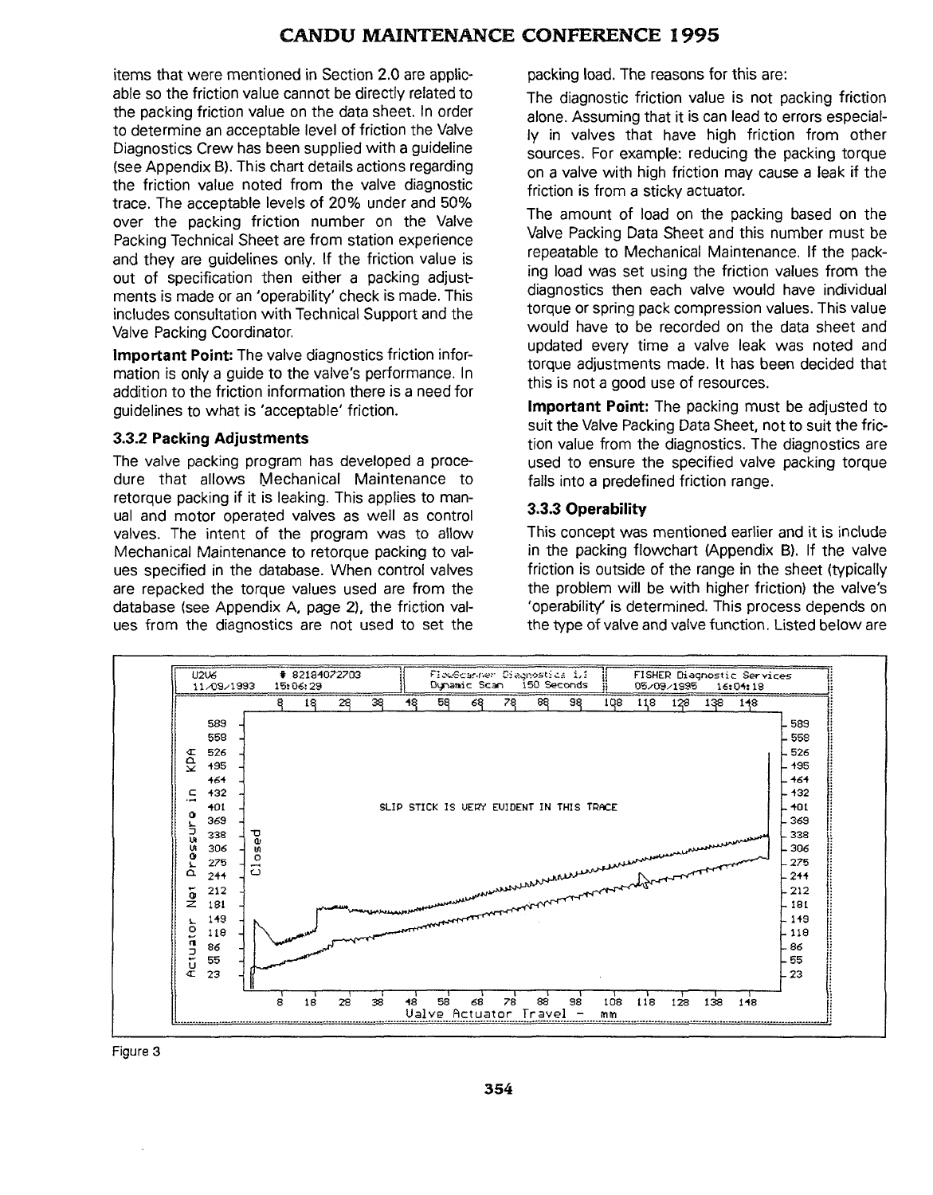items that were mentioned in Section 2.0 are applicable so the friction value cannot be directly related to the packing friction value on the data sheet. In order to determine an acceptable level of friction the Valve Diagnostics Crew has been supplied with a guideline (see Appendix B). This chart details actions regarding the friction value noted from the valve diagnostic trace. The acceptable levels of 20% under and 50% over the packing friction number on the Valve Packing Technical Sheet are from station experience and they are guidelines only. If the friction value is out of specification then either a packing adjustments is made or an 'operability' check is made. This includes consultation with Technical Support and the Valve Packing Coordinator.

**Important Point:** The valve diagnostics friction information is only a guide to the valve's performance. In addition to the friction information there is a need for guidelines to what is 'acceptable' friction.

### 3.3.2 Packing Adjustments

The valve packing program has developed a procedure that allows Mechanical Maintenance to retorque packing if it is leaking. This applies to manual and motor operated valves as well as control valves. The intent of the program was to allow Mechanical Maintenance to retorque packing to values specified in the database. When control valves are repacked the torque values used are from the database (see Appendix A, page 2), the friction values from the diagnostics are not used to set the packing load. The reasons for this are:

The diagnostic friction value is not packing friction alone. Assuming that it is can lead to errors especially in valves that have high friction from other sources. For example: reducing the packing torque on a valve with high friction may cause a leak if the friction is from a sticky actuator.

The amount of load on the packing based on the Valve Packing Data Sheet and this number must be repeatable to Mechanical Maintenance. If the packing load was set using the friction values from the diagnostics then each valve would have individual torque or spring pack compression values. This value would have to be recorded on the data sheet and updated every time a valve leak was noted and torque adjustments made. It has been decided that this is not a good use of resources.

**Important Point:** The packing must be adjusted to suit the Valve Packing Data Sheet, not to suit the friction value from the diagnostics. The diagnostics are used to ensure the specified valve packing torque falls into a predefined friction range.

### 3.3.3 Operability

This concept was mentioned earlier and it is include in the packing flowchart (Appendix B). If the valve friction is outside of the range in the sheet (typically the problem will be with higher friction) the valve's 'operability' is determined. This process depends on the type of valve and valve function. Listed below are

Figure 3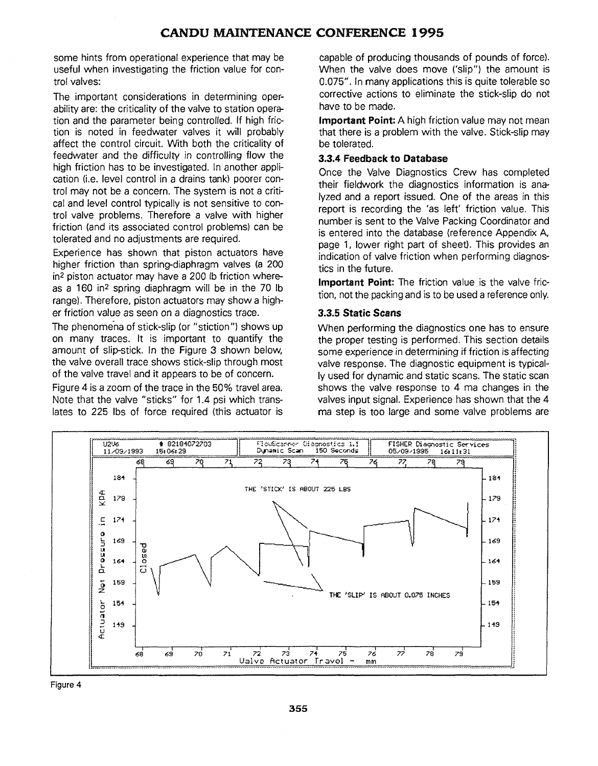some hints from operational experience that may be useful when investigating the friction value for control valves:

The important considerations in determining operability are: the criticality of the valve to station operation and the parameter being controlled. If high friction is noted in feedwater valves it will probably affect the control circuit. With both the criticality of feedwater and the difficulty in controlling flow the high friction has to be investigated. In another application (i.e. level control in a drains tank) poorer control may not be a concern. The system is not a critical and level control typically is not sensitive to control valve problems. Therefore a valve with higher friction (and its associated control problems) can be tolerated and no adjustments are required.

Experience has shown that piston actuators have higher friction than spring-diaphragm valves (a 200 in$^2$ piston actuator may have a 200 lb friction whereas a 160 in$^2$ spring diaphragm will be in the 70 lb range). Therefore, piston actuators may show a higher friction value as seen on a diagnostics trace.

The phenomena of stick-slip (or "stiction") shows up on many traces. It is important to quantify the amount of slip-stick. In the Figure 3 shown below, the valve overall trace shows stick-slip through most of the valve travel and it appears to be of concern.

Figure 4 is a zoom of the trace in the 50% travel area. Note that the valve "sticks" for 1.4 psi which translates to 225 lbs of force required (this actuator is capable of producing thousands of pounds of force). When the valve does move ('slip") the amount is 0.075". In many applications this is quite tolerable so corrective actions to eliminate the stick-slip do not have to be made.

**Important Point:** A high friction value may not mean that there is a problem with the valve. Stick-slip may be tolerated.

### 3.3.4 Feedback to Database

Once the Valve Diagnostics Crew has completed their fieldwork the diagnostics information is analyzed and a report issued. One of the areas in this report is recording the 'as left' friction value. This number is sent to the Valve Packing Coordinator and is entered into the database (reference Appendix A, page 1, lower right part of sheet). This provides an indication of valve friction when performing diagnostics in the future.

**Important Point:** The friction value is the valve friction, not the packing and is to be used a reference only.

### 3.3.5 Static Scans

When performing the diagnostics one has to ensure the proper testing is performed. This section details some experience in determining if friction is affecting valve response. The diagnostic equipment is typically used for dynamic and static scans. The static scan shows the valve response to 4 ma changes in the valves input signal. Experience has shown that the 4 ma step is too large and some valve problems are

Figure 4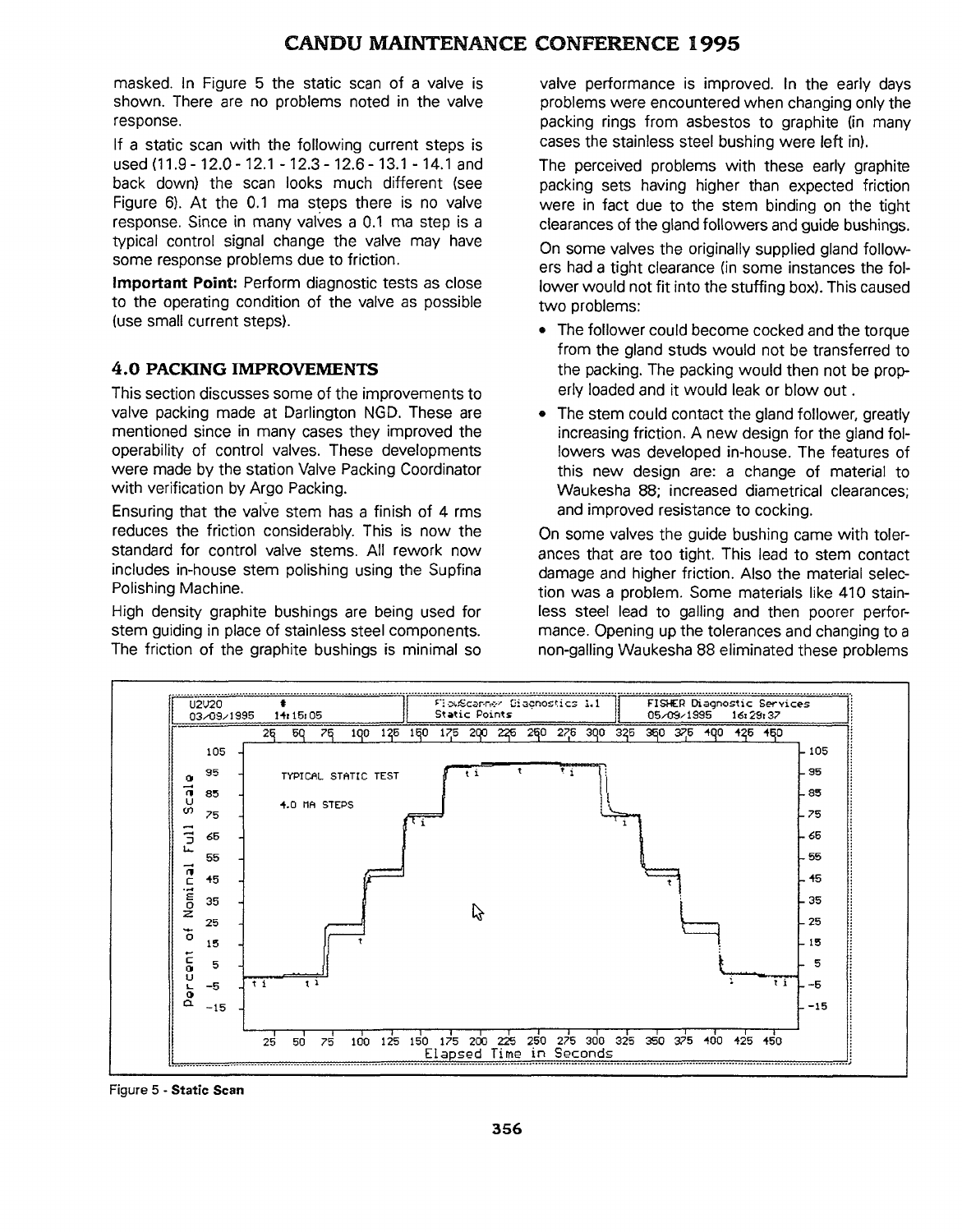masked. In Figure 5 the static scan of a valve is shown. There are no problems noted in the valve response.

If a static scan with the following current steps is used (11.9 - 12.0 - 12.1 - 12.3 - 12.6 - 13.1 - 14.1 and back down) the scan looks much different (see Figure 6). At the 0.1 ma steps there is no valve response. Since in many valves a 0.1 ma step is a typical control signal change the valve may have some response problems due to friction.

**Important Point:** Perform diagnostic tests as close to the operating condition of the valve as possible (use small current steps).

## 4.0 PACKING IMPROVEMENTS

This section discusses some of the improvements to valve packing made at Darlington NGD. These are mentioned since in many cases they improved the operability of control valves. These developments were made by the station Valve Packing Coordinator with verification by Argo Packing.

Ensuring that the valve stem has a finish of 4 rms reduces the friction considerably. This is now the standard for control valve stems. All rework now includes in-house stem polishing using the Supfina Polishing Machine.

High density graphite bushings are being used for stem guiding in place of stainless steel components. The friction of the graphite bushings is minimal so valve performance is improved. In the early days problems were encountered when changing only the packing rings from asbestos to graphite (in many cases the stainless steel bushing were left in).

The perceived problems with these early graphite packing sets having higher than expected friction were in fact due to the stem binding on the tight clearances of the gland followers and guide bushings.

On some valves the originally supplied gland followers had a tight clearance (in some instances the follower would not fit into the stuffing box). This caused two problems:

- The follower could become cocked and the torque from the gland studs would not be transferred to the packing. The packing would then not be properly loaded and it would leak or blow out .
- The stem could contact the gland follower, greatly increasing friction. A new design for the gland followers was developed in-house. The features of this new design are: a change of material to Waukesha 88; increased diametrical clearances; and improved resistance to cocking.

On some valves the guide bushing came with tolerances that are too tight. This lead to stem contact damage and higher friction. Also the material selection was a problem. Some materials like 410 stainless steel lead to galling and then poorer performance. Opening up the tolerances and changing to a non-galling Waukesha 88 eliminated these problems

Figure 5 - **Static Scan**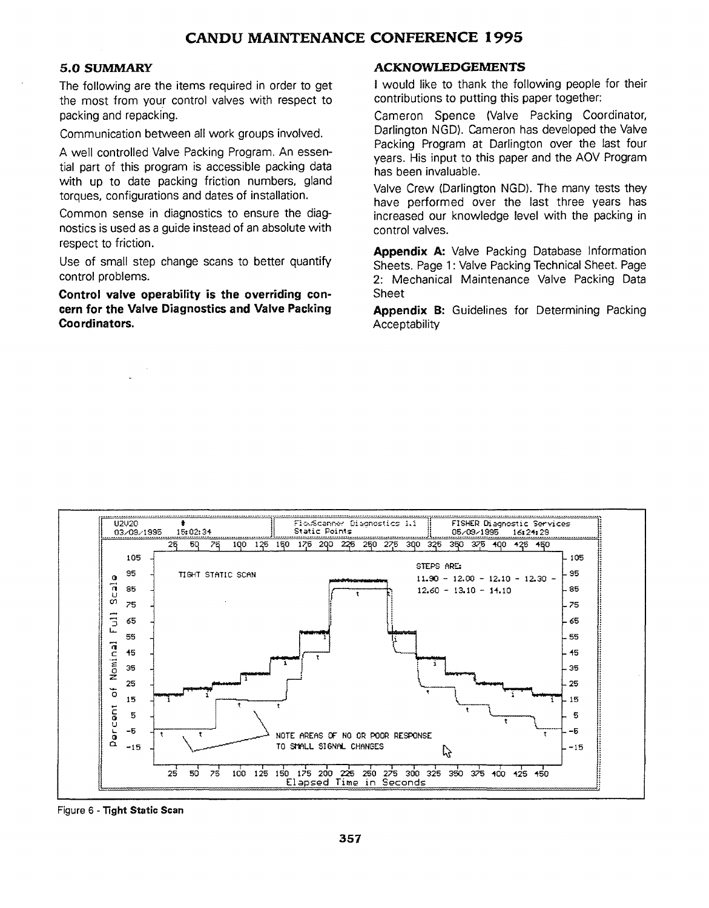## 5.0 SUMMARY

The following are the items required in order to get the most from your control valves with respect to packing and repacking.

Communication between all work groups involved.

A well controlled Valve Packing Program. An essential part of this program is accessible packing data with up to date packing friction numbers, gland torques, configurations and dates of installation.

Common sense in diagnostics to ensure the diagnostics is used as a guide instead of an absolute with respect to friction.

Use of small step change scans to better quantify control problems.

**Control valve operability is the overriding concern for the Valve Diagnostics and Valve Packing Coordinators.**

## ACKNOWLEDGEMENTS

I would like to thank the following people for their contributions to putting this paper together:

Cameron Spence (Valve Packing Coordinator, Darlington NGD). Cameron has developed the Valve Packing Program at Darlington over the last four years. His input to this paper and the AOV Program has been invaluable.

Valve Crew (Darlington NGD). The many tests they have performed over the last three years has increased our knowledge level with the packing in control valves.

**Appendix A:** Valve Packing Database Information Sheets. Page 1: Valve Packing Technical Sheet. Page 2: Mechanical Maintenance Valve Packing Data Sheet

**Appendix B:** Guidelines for Determining Packing Acceptability

Figure 6 - **Tight Static Scan**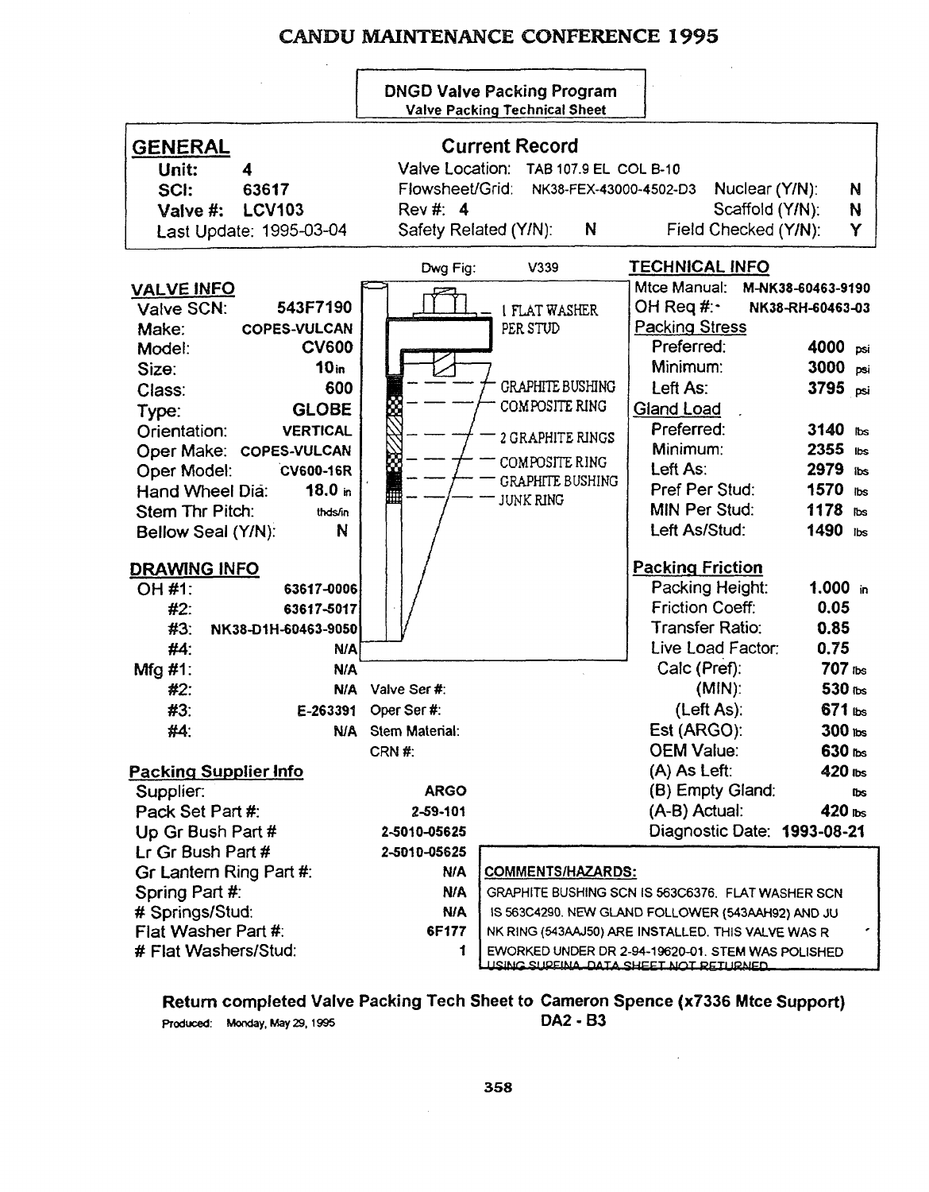# CANDU MAINTENANCE CONFERENCE 1995

**DNGD Valve Packing Program**
Valve Packing Technical Sheet

## GENERAL

**Current Record**

| | | | | | |
|---|---|---|---|---|---|
| Unit: | 4 | Valve Location: | TAB 107.9 EL COL B-10 | | |
| SCI: | 63617 | Flowsheet/Grid: | NK38-FEX-43000-4502-D3 | Nuclear (Y/N): | N |
| Valve #: | LCV103 | Rev #: | 4 | Scaffold (Y/N): | N |
| Last Update: | 1995-03-04 | Safety Related (Y/N): | N | Field Checked (Y/N): | Y |

Dwg Fig: V339

1 FLAT WASHER PER STUD
GRAPHITE BUSHING
COMPOSITE RING
2 GRAPHITE RINGS
COMPOSITE RING
GRAPHITE BUSHING
JUNK RING

### VALVE INFO

| | |
|---|---|
| Valve SCN: | 543F7190 |
| Make: | COPES-VULCAN |
| Model: | CV600 |
| Size: | 10 in |
| Class: | 600 |
| Type: | GLOBE |
| Orientation: | VERTICAL |
| Oper Make: | COPES-VULCAN |
| Oper Model: | CV600-16R |
| Hand Wheel Dia: | 18.0 in |
| Stem Thr Pitch: | thds/in |
| Bellow Seal (Y/N): | N |

### DRAWING INFO

| | |
|---|---|
| OH #1: | 63617-0006 |
| #2: | 63617-5017 |
| #3: | NK38-D1H-60463-9050 |
| #4: | N/A |
| Mfg #1: | N/A |
| #2: | N/A |
| #3: | E-263391 |
| #4: | N/A |

Valve Ser #:
Oper Ser #:
Stem Material:
CRN #:

### Packing Supplier Info

| | |
|---|---|
| Supplier: | ARGO |
| Pack Set Part #: | 2-59-101 |
| Up Gr Bush Part # | 2-5010-05625 |
| Lr Gr Bush Part # | 2-5010-05625 |
| Gr Lantern Ring Part #: | N/A |
| Spring Part #: | N/A |
| # Springs/Stud: | N/A |
| Flat Washer Part #: | 6F177 |
| # Flat Washers/Stud: | 1 |

### TECHNICAL INFO

| | |
|---|---|
| Mtce Manual: | M-NK38-60463-9190 |
| OH Req #: | NK38-RH-60463-03 |

**Packing Stress**

| | |
|---|---|
| Preferred: | 4000 psi |
| Minimum: | 3000 psi |
| Left As: | 3795 psi |

**Gland Load**

| | |
|---|---|
| Preferred: | 3140 lbs |
| Minimum: | 2355 lbs |
| Left As: | 2979 lbs |
| Pref Per Stud: | 1570 lbs |
| MIN Per Stud: | 1178 lbs |
| Left As/Stud: | 1490 lbs |

**Packing Friction**

| | |
|---|---|
| Packing Height: | 1.000 in |
| Friction Coeff: | 0.05 |
| Transfer Ratio: | 0.85 |
| Live Load Factor: | 0.75 |
| Calc (Pref): | 707 lbs |
| (MIN): | 530 lbs |
| (Left As): | 671 lbs |
| Est (ARGO): | 300 lbs |
| OEM Value: | 630 lbs |
| (A) As Left: | 420 lbs |
| (B) Empty Gland: | lbs |
| (A-B) Actual: | 420 lbs |
| Diagnostic Date: | 1993-08-21 |

**COMMENTS/HAZARDS:**

GRAPHITE BUSHING SCN IS 563C6376. FLAT WASHER SCN IS 563C4290. NEW GLAND FOLLOWER (543AAH92) AND JUNK RING (543AAJ50) ARE INSTALLED. THIS VALVE WAS REWORKED UNDER DR 2-94-19620-01. STEM WAS POLISHED USING SUPERINA. DATA SHEET NOT RETURNED.

**Return completed Valve Packing Tech Sheet to Cameron Spence (x7336 Mtce Support)**

Produced: Monday, May 29, 1995 DA2 - B3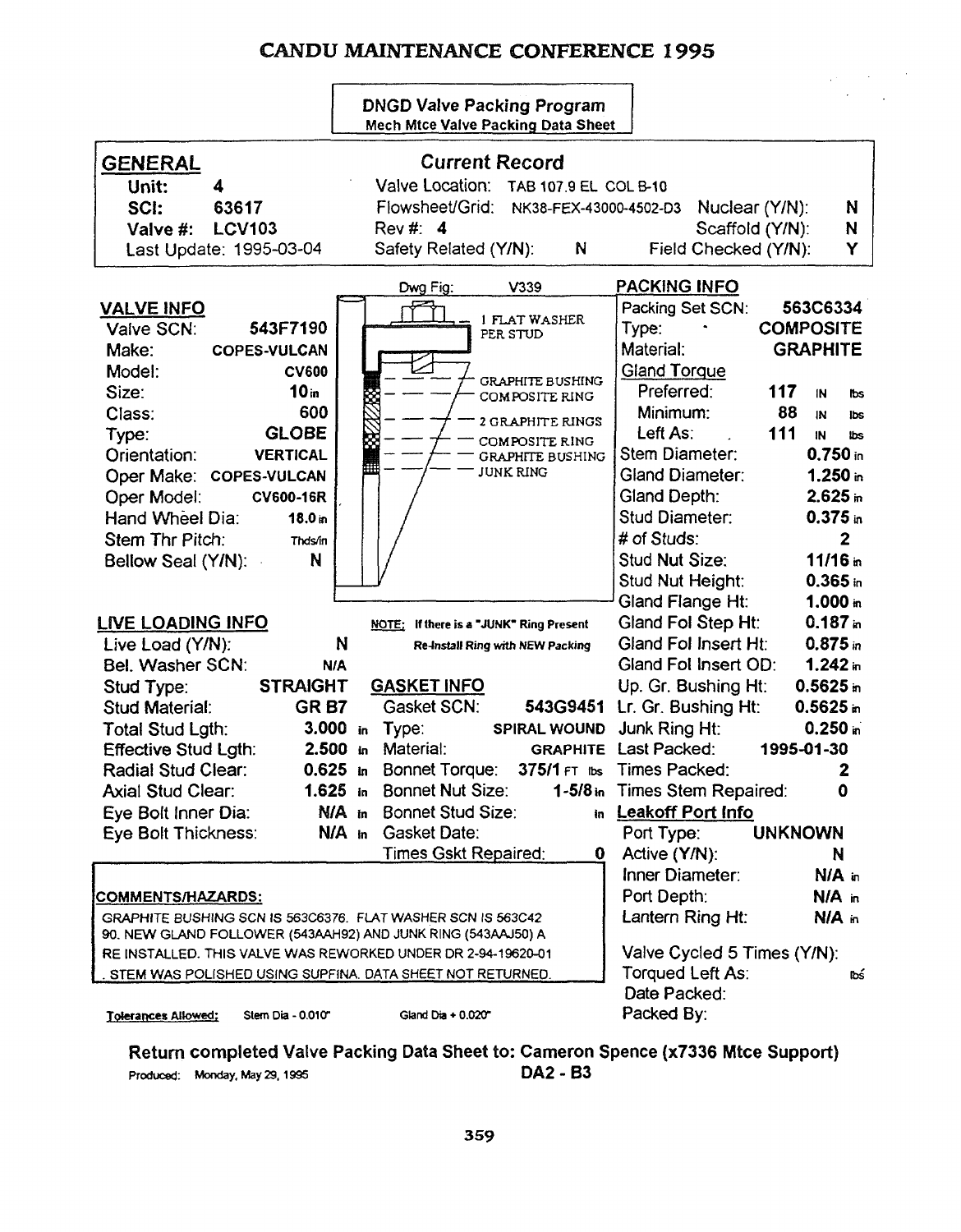**DNGD Valve Packing Program**
Mech Mtce Valve Packing Data Sheet

## GENERAL

**Current Record**

| | | | | | |
|---|---|---|---|---|---|
| **Unit:** | **4** | Valve Location: | TAB 107.9 EL COL B-10 | | |
| **SCI:** | **63617** | Flowsheet/Grid: | NK38-FEX-43000-4502-D3 | Nuclear (Y/N): | **N** |
| **Valve #:** | **LCV103** | Rev #: | **4** | Scaffold (Y/N): | **N** |
| Last Update: | 1995-03-04 | Safety Related (Y/N): | **N** | Field Checked (Y/N): | **Y** |

Dwg Fig: V339

Drawing labels: 1 FLAT WASHER PER STUD; GRAPHITE BUSHING; COMPOSITE RING; 2 GRAPHITE RINGS; COMPOSITE RING; GRAPHITE BUSHING; JUNK RING

### VALVE INFO

| | |
|---|---|
| Valve SCN: | **543F7190** |
| Make: | **COPES-VULCAN** |
| Model: | **CV600** |
| Size: | **10** in |
| Class: | **600** |
| Type: | **GLOBE** |
| Orientation: | **VERTICAL** |
| Oper Make: | **COPES-VULCAN** |
| Oper Model: | **CV600-16R** |
| Hand Wheel Dia: | **18.0** in |
| Stem Thr Pitch: | Thds/in |
| Bellow Seal (Y/N): | **N** |

### PACKING INFO

| | |
|---|---|
| Packing Set SCN: | **563C6334** |
| Type: | **COMPOSITE** |
| Material: | **GRAPHITE** |
| Gland Torque | |
| Preferred: | **117** IN lbs |
| Minimum: | **88** IN lbs |
| Left As: | **111** IN lbs |
| Stem Diameter: | **0.750** in |
| Gland Diameter: | **1.250** in |
| Gland Depth: | **2.625** in |
| Stud Diameter: | **0.375** in |
| # of Studs: | **2** |
| Stud Nut Size: | **11/16** in |
| Stud Nut Height: | **0.365** in |
| Gland Flange Ht: | **1.000** in |
| Gland Fol Step Ht: | **0.187** in |
| Gland Fol Insert Ht: | **0.875** in |
| Gland Fol Insert OD: | **1.242** in |
| Up. Gr. Bushing Ht: | **0.5625** in |
| Lr. Gr. Bushing Ht: | **0.5625** in |
| Junk Ring Ht: | **0.250** in |
| Last Packed: | **1995-01-30** |
| Times Packed: | **2** |
| Times Stem Repaired: | **0** |

### LIVE LOADING INFO

| | |
|---|---|
| Live Load (Y/N): | **N** |
| Bel. Washer SCN: | **N/A** |
| Stud Type: | **STRAIGHT** |
| Stud Material: | **GR B7** |
| Total Stud Lgth: | **3.000** in |
| Effective Stud Lgth: | **2.500** in |
| Radial Stud Clear: | **0.625** in |
| Axial Stud Clear: | **1.625** in |
| Eye Bolt Inner Dia: | **N/A** in |
| Eye Bolt Thickness: | **N/A** in |

**NOTE:** If there is a "JUNK" Ring Present Re-Install Ring with NEW Packing

### GASKET INFO

| | |
|---|---|
| Gasket SCN: | **543G9451** |
| Type: | **SPIRAL WOUND** |
| Material: | **GRAPHITE** |
| Bonnet Torque: | **375/1** FT lbs |
| Bonnet Nut Size: | **1-5/8** in |
| Bonnet Stud Size: | in |
| Gasket Date: | |
| Times Gskt Repaired: | **0** |

### Leakoff Port Info

| | |
|---|---|
| Port Type: | **UNKNOWN** |
| Active (Y/N): | **N** |
| Inner Diameter: | **N/A** in |
| Port Depth: | **N/A** in |
| Lantern Ring Ht: | **N/A** in |

Valve Cycled 5 Times (Y/N):
Torqued Left As: lbs
Date Packed:
Packed By:

### COMMENTS/HAZARDS:

GRAPHITE BUSHING SCN IS 563C6376. FLAT WASHER SCN IS 563C4290. NEW GLAND FOLLOWER (543AAH92) AND JUNK RING (543AAJ50) ARE INSTALLED. THIS VALVE WAS REWORKED UNDER DR 2-94-19620-01. STEM WAS POLISHED USING SUPFINA. DATA SHEET NOT RETURNED.

**Tolerances Allowed:** Stem Dia - 0.010" Gland Dia + 0.020"

**Return completed Valve Packing Data Sheet to: Cameron Spence (x7336 Mtce Support)**

Produced: Monday, May 29, 1995 **DA2 - B3**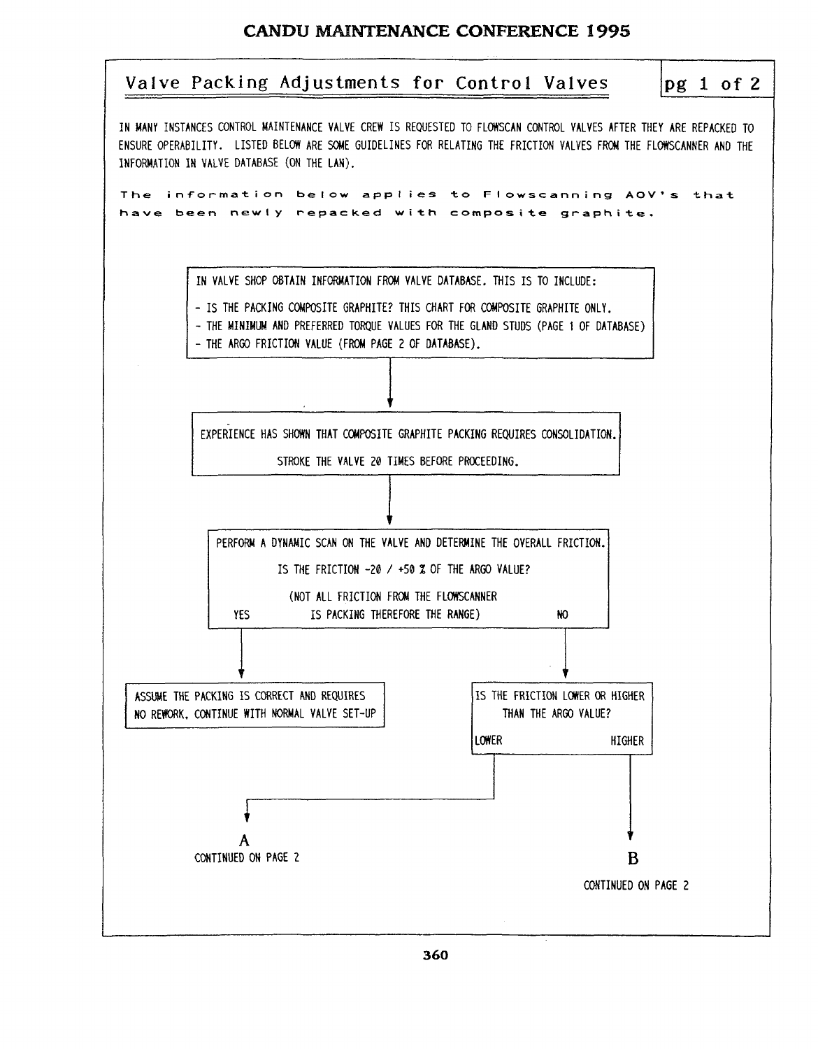## Valve Packing Adjustments for Control Valves

pg 1 of 2

IN MANY INSTANCES CONTROL MAINTENANCE VALVE CREW IS REQUESTED TO FLOWSCAN CONTROL VALVES AFTER THEY ARE REPACKED TO ENSURE OPERABILITY. LISTED BELOW ARE SOME GUIDELINES FOR RELATING THE FRICTION VALVES FROM THE FLOWSCANNER AND THE INFORMATION IN VALVE DATABASE (ON THE LAN).

The information below applies to Flowscanning AOV's that have been newly repacked with composite graphite.

IN VALVE SHOP OBTAIN INFORMATION FROM VALVE DATABASE. THIS IS TO INCLUDE:

- IS THE PACKING COMPOSITE GRAPHITE? THIS CHART FOR COMPOSITE GRAPHITE ONLY.
- THE MINIMUM AND PREFERRED TORQUE VALUES FOR THE GLAND STUDS (PAGE 1 OF DATABASE)
- THE ARGO FRICTION VALUE (FROM PAGE 2 OF DATABASE).

↓

EXPERIENCE HAS SHOWN THAT COMPOSITE GRAPHITE PACKING REQUIRES CONSOLIDATION.

STROKE THE VALVE 20 TIMES BEFORE PROCEEDING.

↓

PERFORM A DYNAMIC SCAN ON THE VALVE AND DETERMINE THE OVERALL FRICTION.

IS THE FRICTION -20 / +50 % OF THE ARGO VALUE?

(NOT ALL FRICTION FROM THE FLOWSCANNER IS PACKING THEREFORE THE RANGE)

- YES → ASSUME THE PACKING IS CORRECT AND REQUIRES NO REWORK. CONTINUE WITH NORMAL VALVE SET-UP
- NO → IS THE FRICTION LOWER OR HIGHER THAN THE ARGO VALUE?
  - LOWER → A CONTINUED ON PAGE 2
  - HIGHER → B CONTINUED ON PAGE 2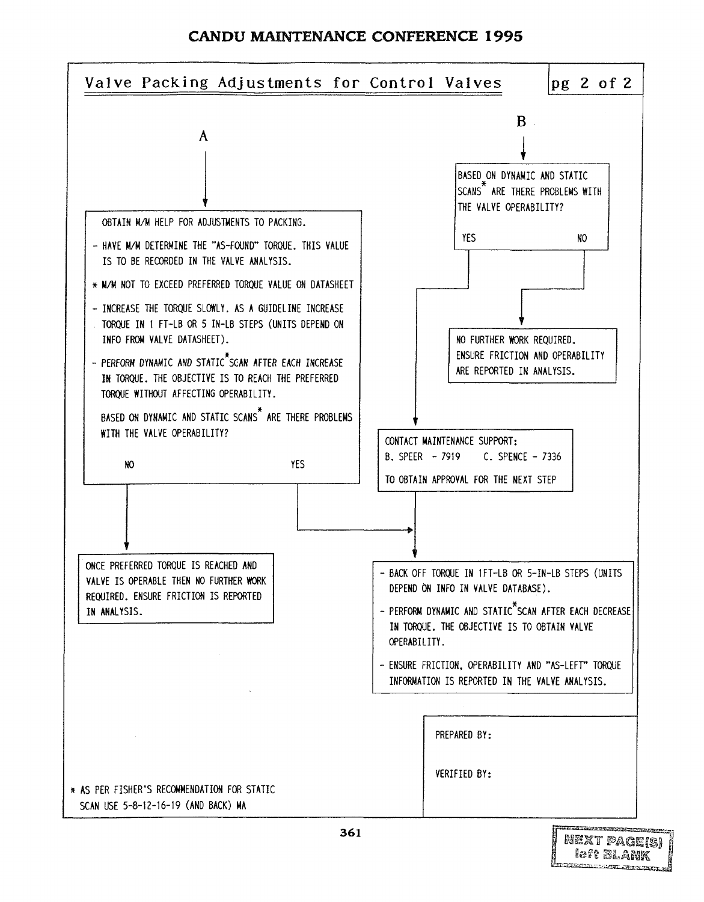## Valve Packing Adjustments for Control Valves

pg 2 of 2

**A**

OBTAIN M/M HELP FOR ADJUSTMENTS TO PACKING.

- HAVE M/M DETERMINE THE "AS-FOUND" TORQUE. THIS VALUE IS TO BE RECORDED IN THE VALVE ANALYSIS.

* M/M NOT TO EXCEED PREFERRED TORQUE VALUE ON DATASHEET

- INCREASE THE TORQUE SLOWLY. AS A GUIDELINE INCREASE TORQUE IN 1 FT-LB OR 5 IN-LB STEPS (UNITS DEPEND ON INFO FROM VALVE DATASHEET).
- PERFORM DYNAMIC AND STATIC* SCAN AFTER EACH INCREASE IN TORQUE. THE OBJECTIVE IS TO REACH THE PREFERRED TORQUE WITHOUT AFFECTING OPERABILITY.

BASED ON DYNAMIC AND STATIC SCANS* ARE THERE PROBLEMS WITH THE VALVE OPERABILITY?

NO → ONCE PREFERRED TORQUE IS REACHED AND VALVE IS OPERABLE THEN NO FURTHER WORK REQUIRED. ENSURE FRICTION IS REPORTED IN ANALYSIS.

YES → (go to back off torque step below)

**B**

BASED ON DYNAMIC AND STATIC SCANS* ARE THERE PROBLEMS WITH THE VALVE OPERABILITY?

NO → NO FURTHER WORK REQUIRED. ENSURE FRICTION AND OPERABILITY ARE REPORTED IN ANALYSIS.

YES → CONTACT MAINTENANCE SUPPORT:
B. SPEER - 7919 C. SPENCE - 7336
TO OBTAIN APPROVAL FOR THE NEXT STEP

- BACK OFF TORQUE IN 1FT-LB OR 5-IN-LB STEPS (UNITS DEPEND ON INFO IN VALVE DATABASE).
- PERFORM DYNAMIC AND STATIC* SCAN AFTER EACH DECREASE IN TORQUE. THE OBJECTIVE IS TO OBTAIN VALVE OPERABILITY.
- ENSURE FRICTION, OPERABILITY AND "AS-LEFT" TORQUE INFORMATION IS REPORTED IN THE VALVE ANALYSIS.

PREPARED BY:

VERIFIED BY:

* AS PER FISHER'S RECOMMENDATION FOR STATIC SCAN USE 5-8-12-16-19 (AND BACK) MA